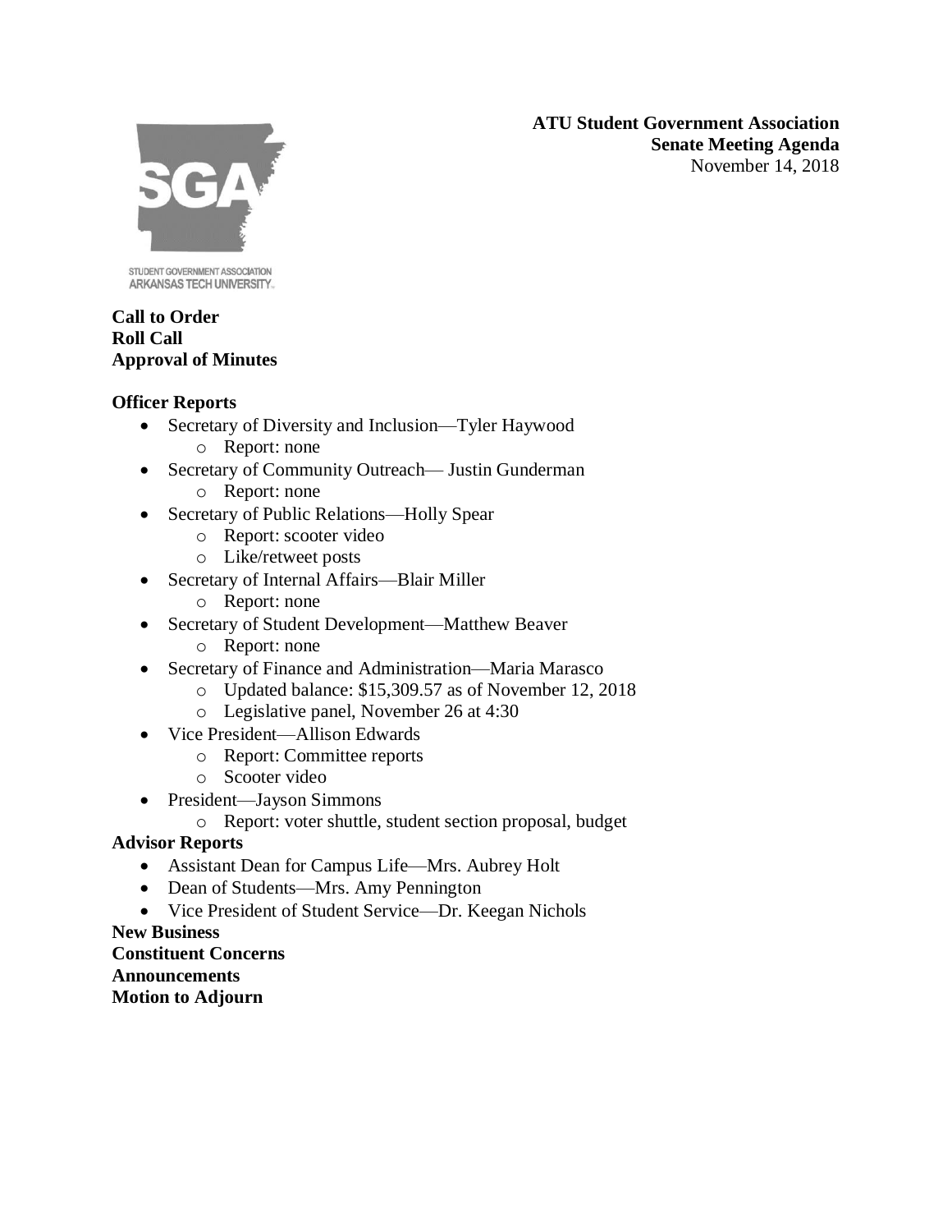**ATU Student Government Association**
**Senate Meeting Agenda**
November 14, 2018

STUDENT GOVERNMENT ASSOCIATION
ARKANSAS TECH UNIVERSITY

**Call to Order**
**Roll Call**
**Approval of Minutes**

**Officer Reports**

- Secretary of Diversity and Inclusion—Tyler Haywood
  - Report: none
- Secretary of Community Outreach— Justin Gunderman
  - Report: none
- Secretary of Public Relations—Holly Spear
  - Report: scooter video
  - Like/retweet posts
- Secretary of Internal Affairs—Blair Miller
  - Report: none
- Secretary of Student Development—Matthew Beaver
  - Report: none
- Secretary of Finance and Administration—Maria Marasco
  - Updated balance: $15,309.57 as of November 12, 2018
  - Legislative panel, November 26 at 4:30
- Vice President—Allison Edwards
  - Report: Committee reports
  - Scooter video
- President—Jayson Simmons
  - Report: voter shuttle, student section proposal, budget

**Advisor Reports**

- Assistant Dean for Campus Life—Mrs. Aubrey Holt
- Dean of Students—Mrs. Amy Pennington
- Vice President of Student Service—Dr. Keegan Nichols

**New Business**
**Constituent Concerns**
**Announcements**
**Motion to Adjourn**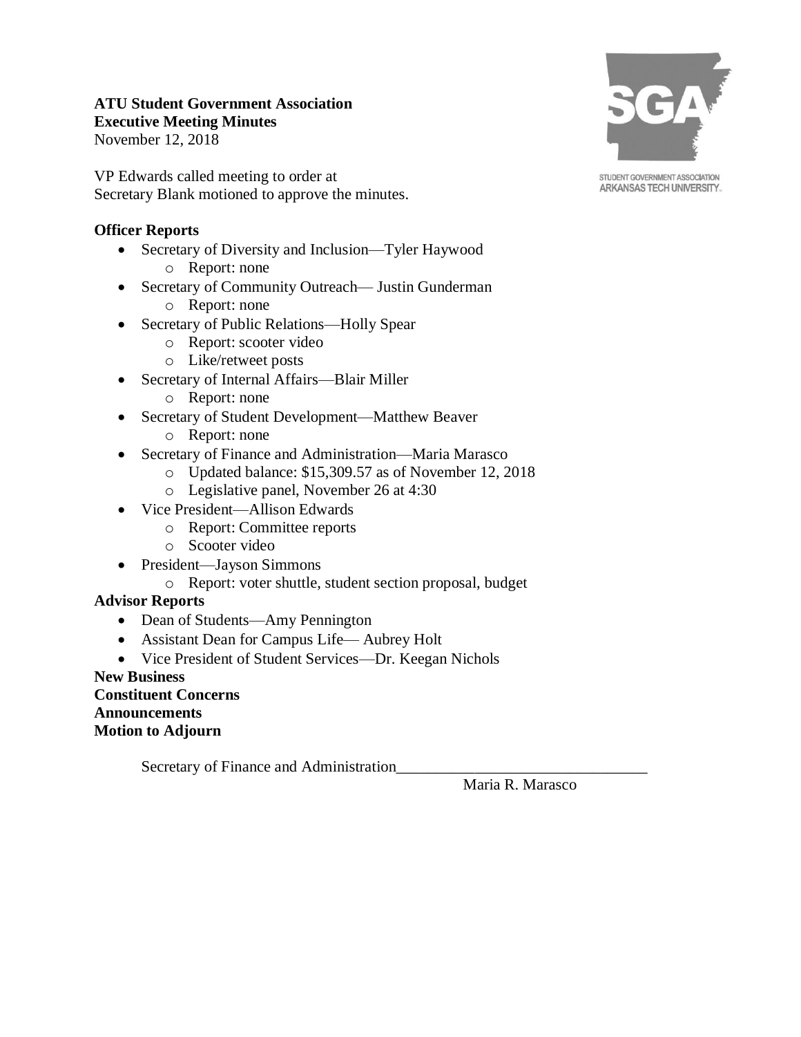**ATU Student Government Association**
**Executive Meeting Minutes**
November 12, 2018

VP Edwards called meeting to order at
Secretary Blank motioned to approve the minutes.

**Officer Reports**

- Secretary of Diversity and Inclusion—Tyler Haywood
  - Report: none
- Secretary of Community Outreach— Justin Gunderman
  - Report: none
- Secretary of Public Relations—Holly Spear
  - Report: scooter video
  - Like/retweet posts
- Secretary of Internal Affairs—Blair Miller
  - Report: none
- Secretary of Student Development—Matthew Beaver
  - Report: none
- Secretary of Finance and Administration—Maria Marasco
  - Updated balance: $15,309.57 as of November 12, 2018
  - Legislative panel, November 26 at 4:30
- Vice President—Allison Edwards
  - Report: Committee reports
  - Scooter video
- President—Jayson Simmons
  - Report: voter shuttle, student section proposal, budget

**Advisor Reports**

- Dean of Students—Amy Pennington
- Assistant Dean for Campus Life— Aubrey Holt
- Vice President of Student Services—Dr. Keegan Nichols

**New Business**
**Constituent Concerns**
**Announcements**
**Motion to Adjourn**

Secretary of Finance and Administration________________________________
Maria R. Marasco